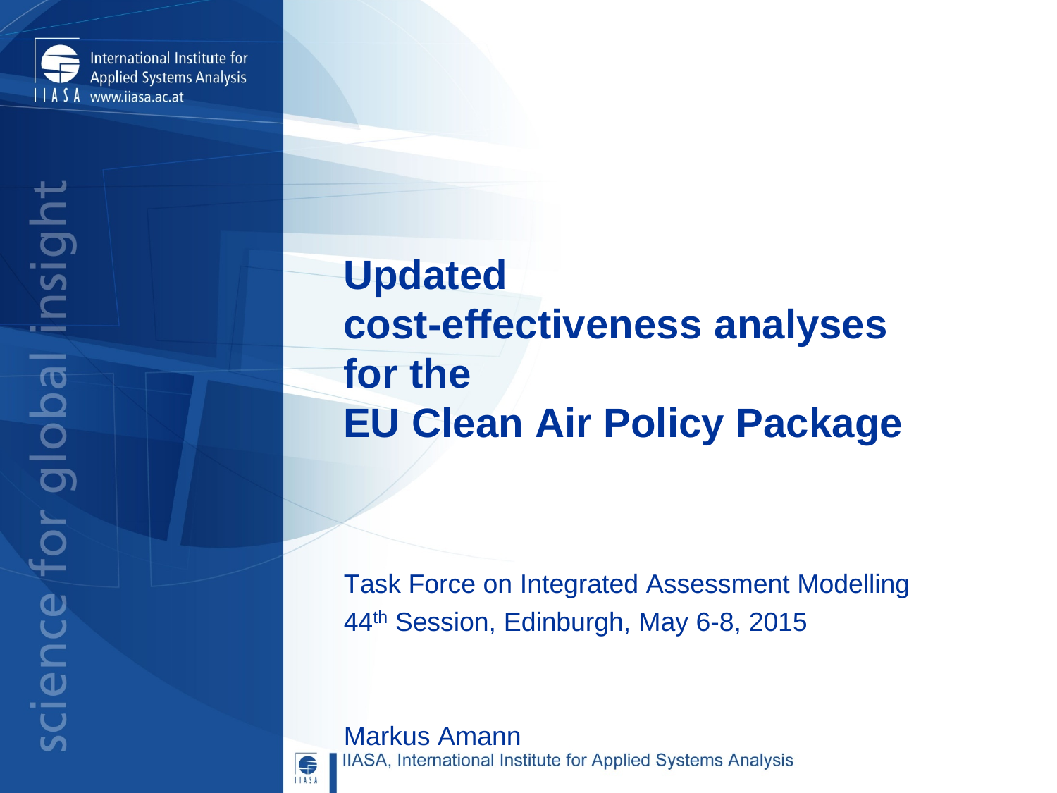International Institute for Applied Systems Analysis
IIASA www.iiasa.ac.at

science for global insight

# Updated cost-effectiveness analyses for the EU Clean Air Policy Package

Task Force on Integrated Assessment Modelling
44th Session, Edinburgh, May 6-8, 2015

Markus Amann
IIASA, International Institute for Applied Systems Analysis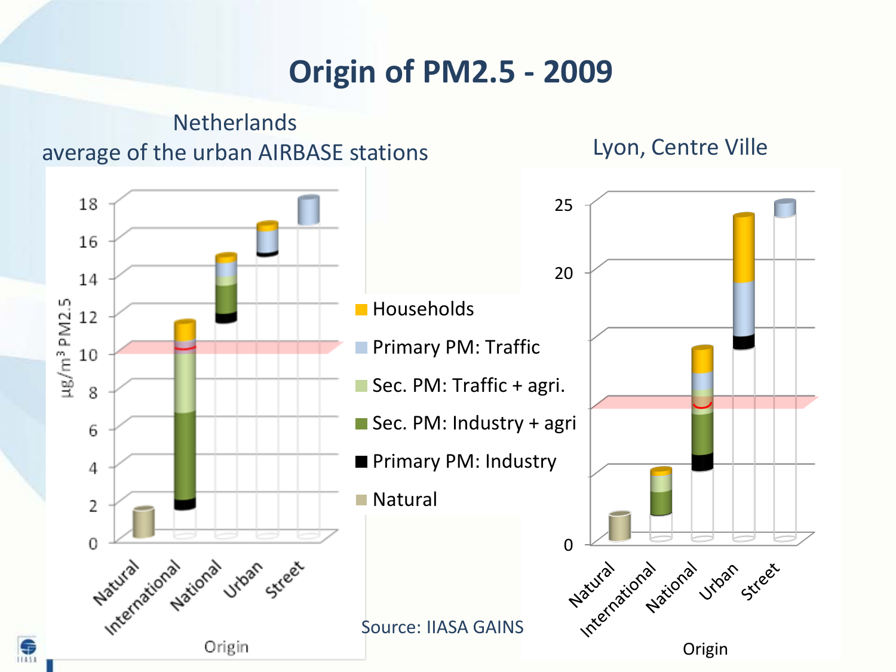# Origin of PM2.5 - 2009

Netherlands
average of the urban AIRBASE stations

Lyon, Centre Ville

μg/m³ PM2.5

18
16
14
12
10
8
6
4
2
0

25
20
0

Natural
International
National
Urban
Street

Origin

- Households
- Primary PM: Traffic
- Sec. PM: Traffic + agri.
- Sec. PM: Industry + agri
- Primary PM: Industry
- Natural

Source: IIASA GAINS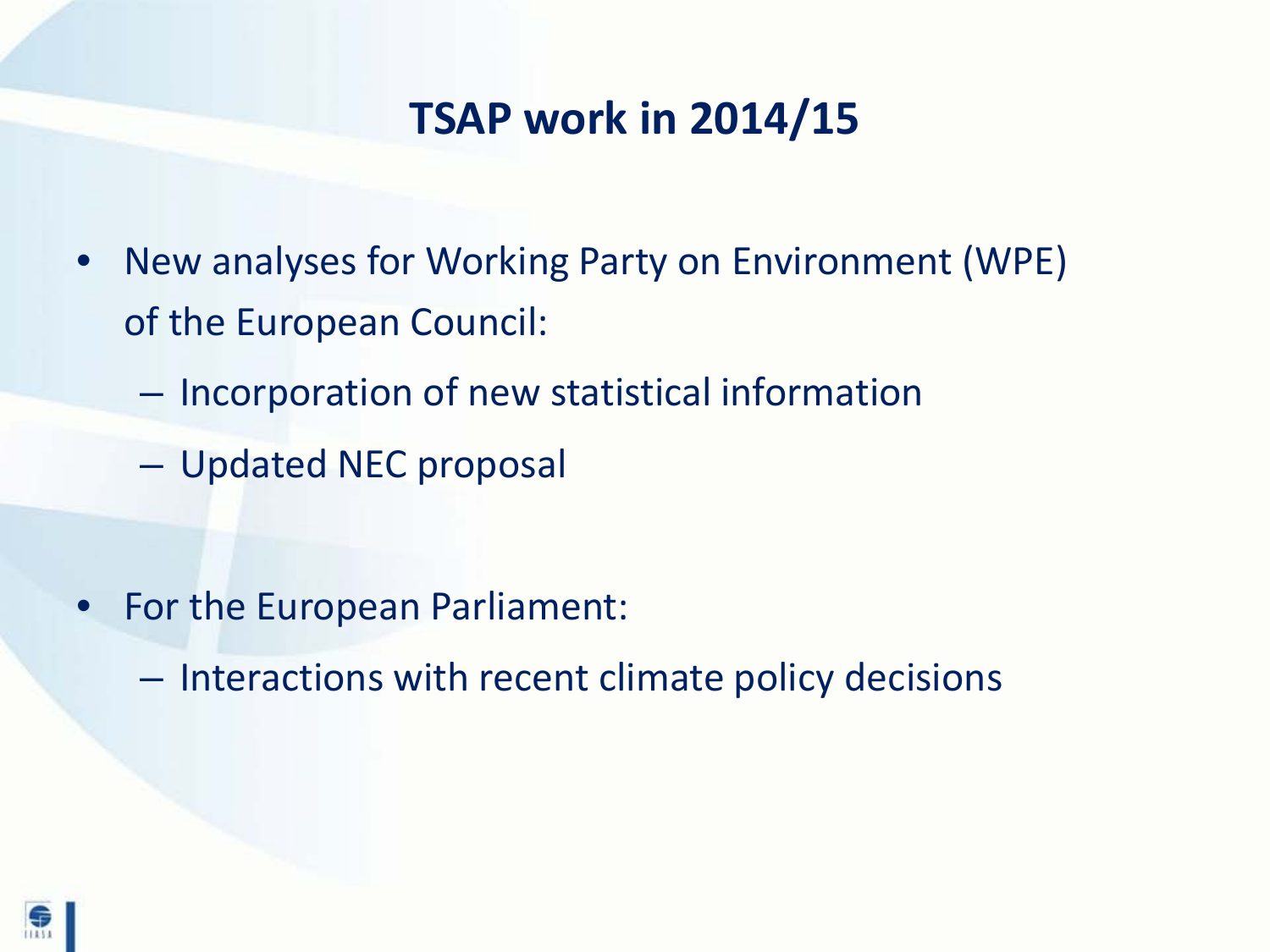# TSAP work in 2014/15

- New analyses for Working Party on Environment (WPE) of the European Council:
  - Incorporation of new statistical information
  - Updated NEC proposal

- For the European Parliament:
  - Interactions with recent climate policy decisions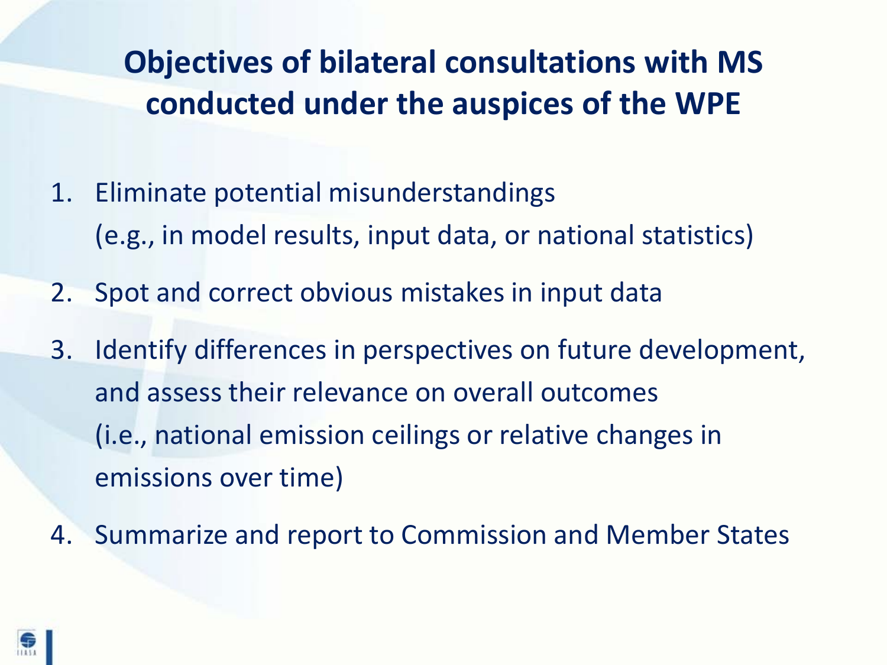# Objectives of bilateral consultations with MS conducted under the auspices of the WPE

1. Eliminate potential misunderstandings
   (e.g., in model results, input data, or national statistics)
2. Spot and correct obvious mistakes in input data
3. Identify differences in perspectives on future development, and assess their relevance on overall outcomes
   (i.e., national emission ceilings or relative changes in emissions over time)
4. Summarize and report to Commission and Member States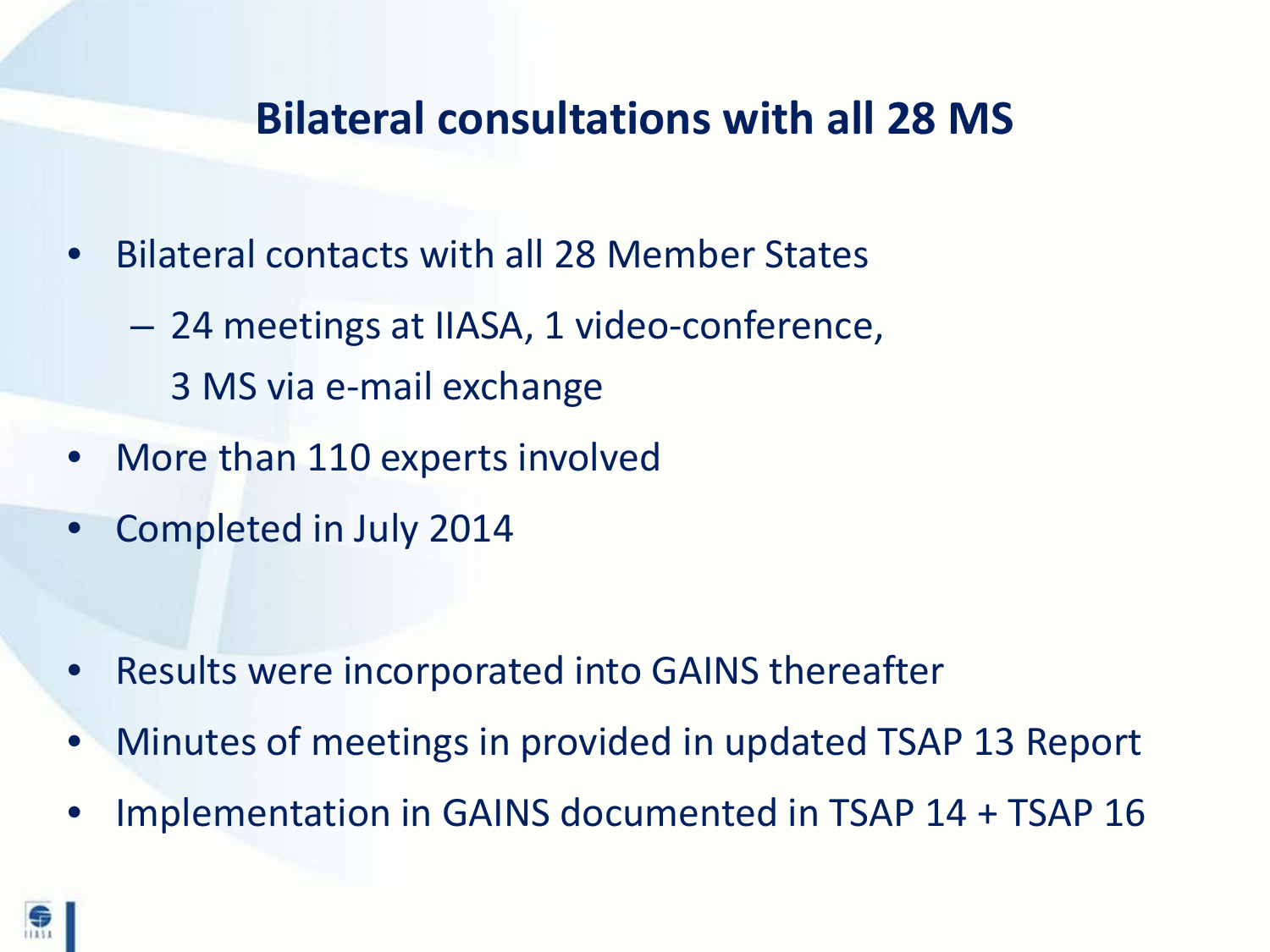## Bilateral consultations with all 28 MS

- Bilateral contacts with all 28 Member States
  - 24 meetings at IIASA, 1 video-conference,
    3 MS via e-mail exchange
- More than 110 experts involved
- Completed in July 2014

- Results were incorporated into GAINS thereafter
- Minutes of meetings in provided in updated TSAP 13 Report
- Implementation in GAINS documented in TSAP 14 + TSAP 16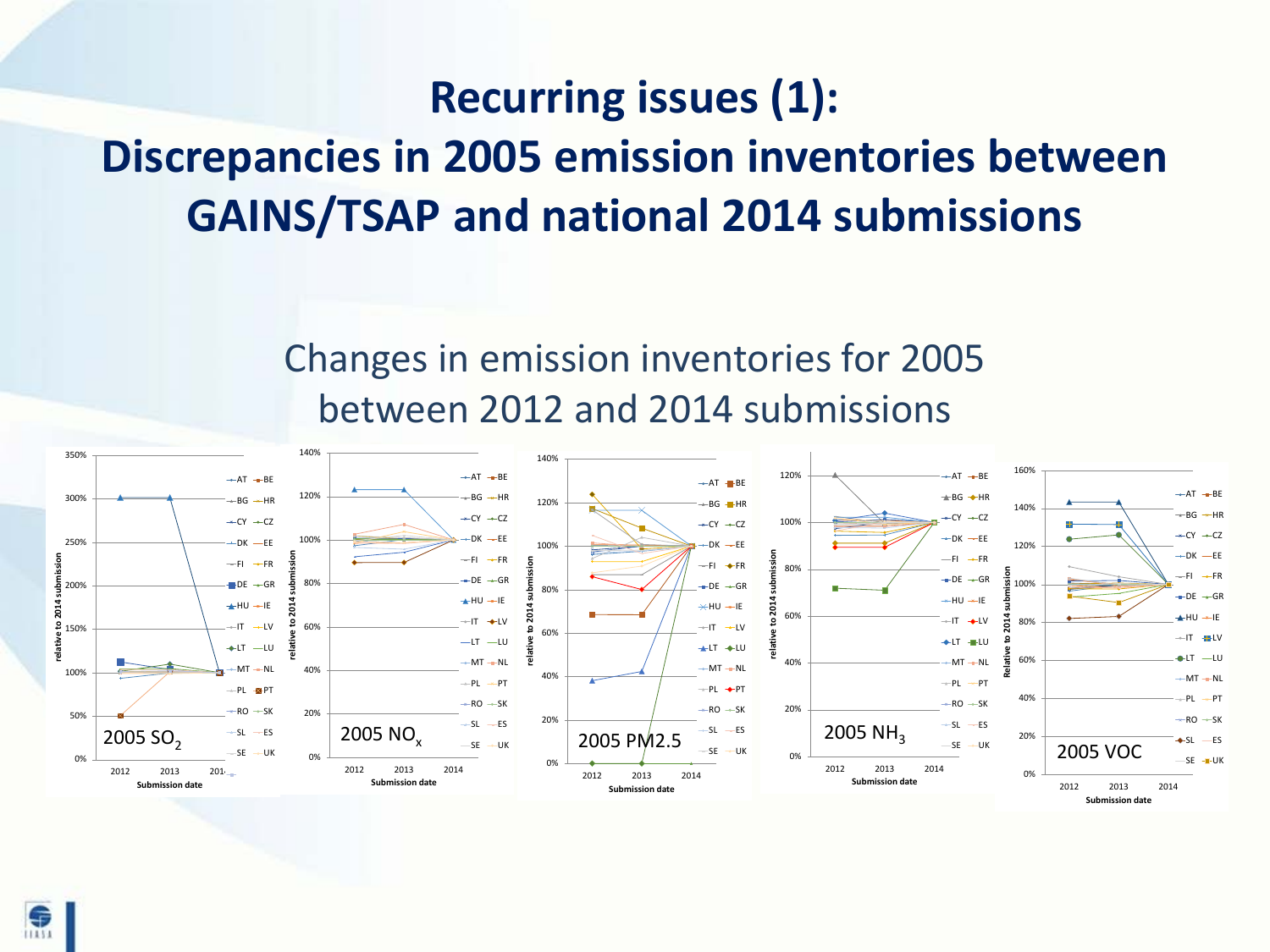# Recurring issues (1): Discrepancies in 2005 emission inventories between GAINS/TSAP and national 2014 submissions

## Changes in emission inventories for 2005 between 2012 and 2014 submissions

2005 $SO_2$

2005 $NO_x$

2005 PM2.5

2005 $NH_3$

2005 VOC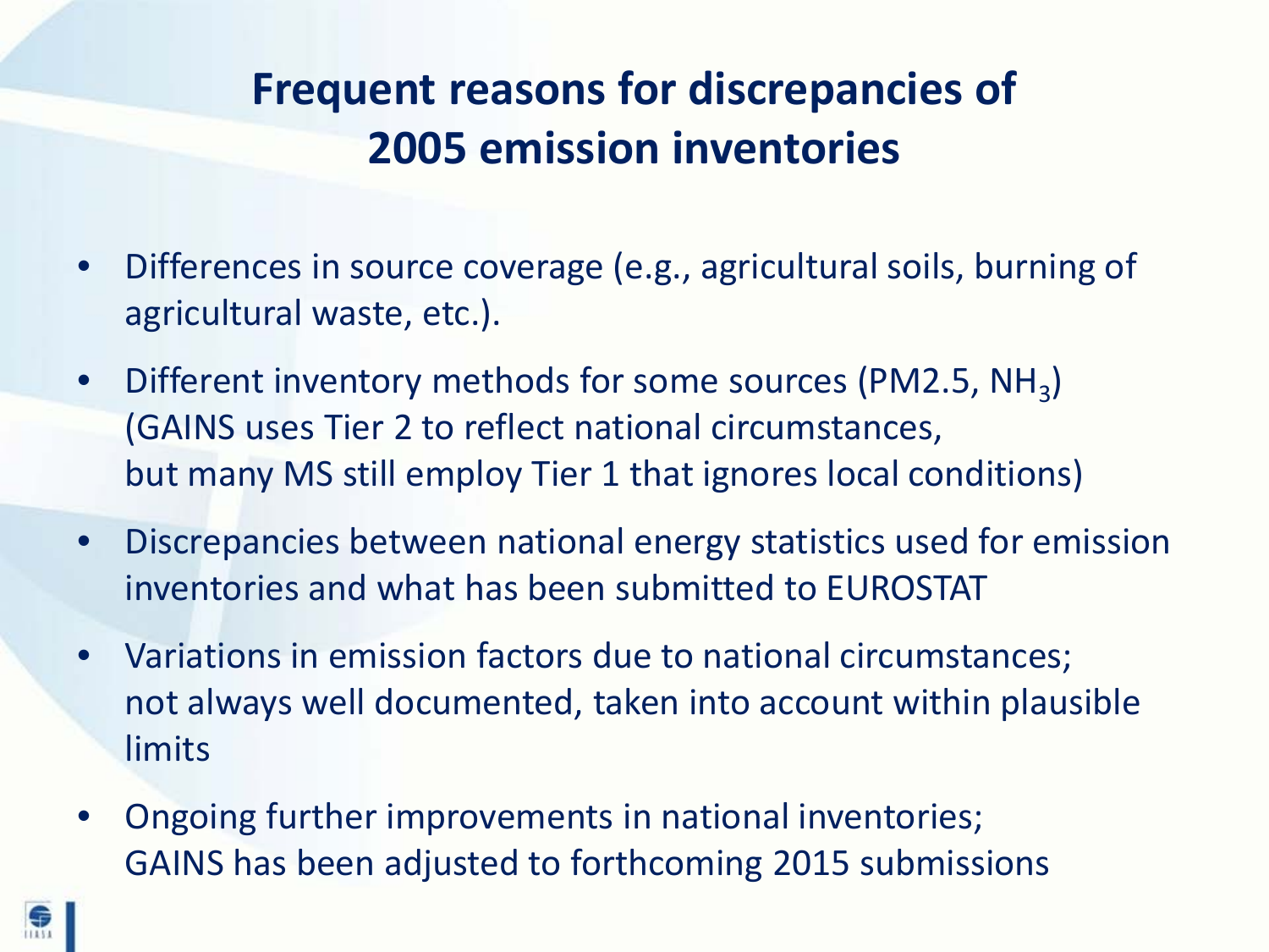# Frequent reasons for discrepancies of 2005 emission inventories

- Differences in source coverage (e.g., agricultural soils, burning of agricultural waste, etc.).
- Different inventory methods for some sources (PM2.5, $NH_3$) (GAINS uses Tier 2 to reflect national circumstances, but many MS still employ Tier 1 that ignores local conditions)
- Discrepancies between national energy statistics used for emission inventories and what has been submitted to EUROSTAT
- Variations in emission factors due to national circumstances; not always well documented, taken into account within plausible limits
- Ongoing further improvements in national inventories; GAINS has been adjusted to forthcoming 2015 submissions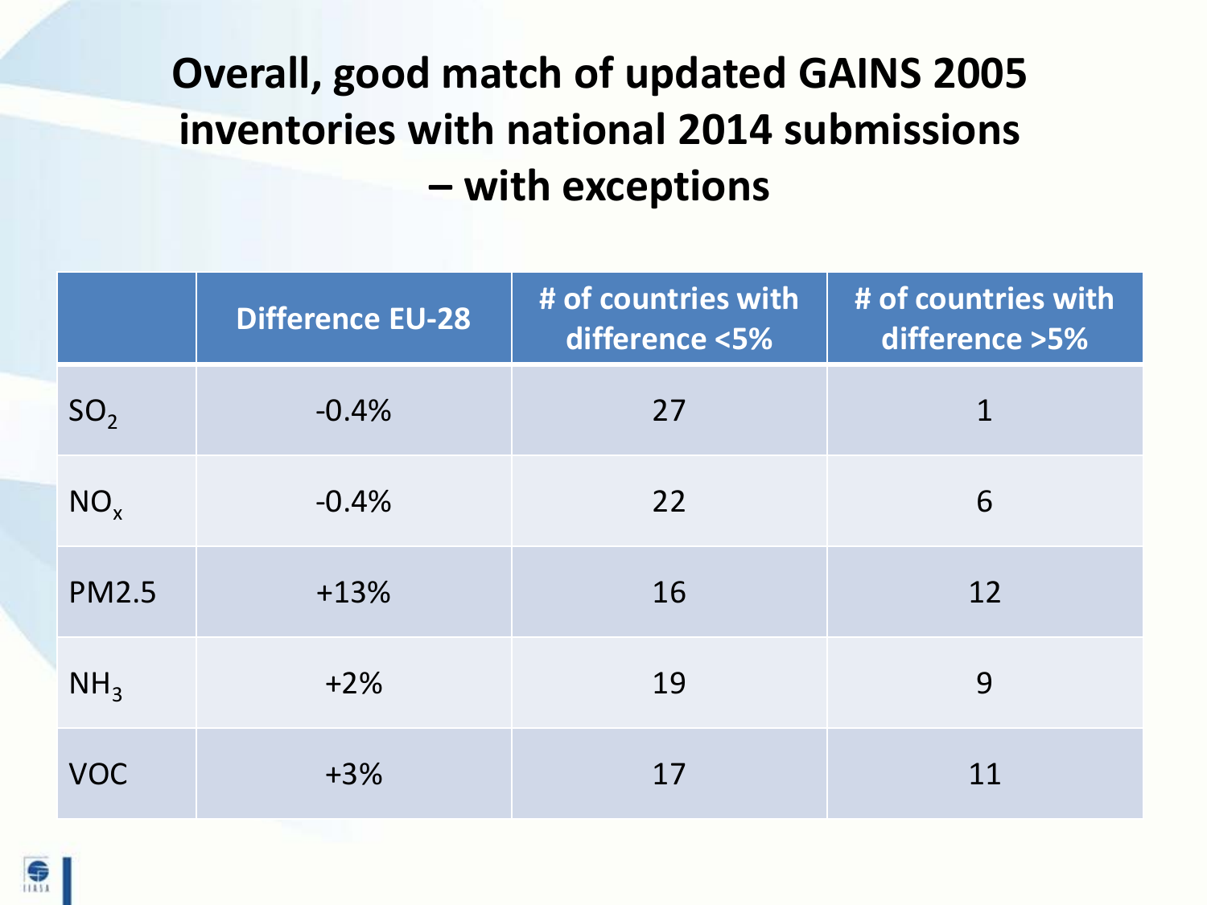# Overall, good match of updated GAINS 2005 inventories with national 2014 submissions – with exceptions

| | Difference EU-28 | # of countries with difference <5% | # of countries with difference >5% |
|---|---|---|---|
| $SO_2$ | -0.4% | 27 | 1 |
| $NO_x$ | -0.4% | 22 | 6 |
| PM2.5 | +13% | 16 | 12 |
| $NH_3$ | +2% | 19 | 9 |
| VOC | +3% | 17 | 11 |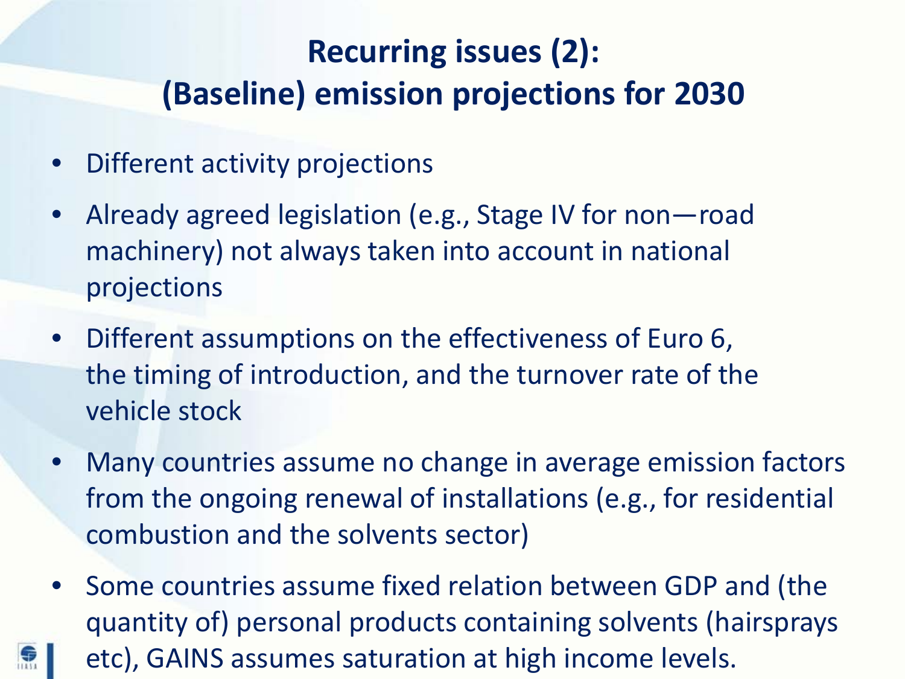# Recurring issues (2):
# (Baseline) emission projections for 2030

- Different activity projections
- Already agreed legislation (e.g., Stage IV for non—road machinery) not always taken into account in national projections
- Different assumptions on the effectiveness of Euro 6, the timing of introduction, and the turnover rate of the vehicle stock
- Many countries assume no change in average emission factors from the ongoing renewal of installations (e.g., for residential combustion and the solvents sector)
- Some countries assume fixed relation between GDP and (the quantity of) personal products containing solvents (hairsprays etc), GAINS assumes saturation at high income levels.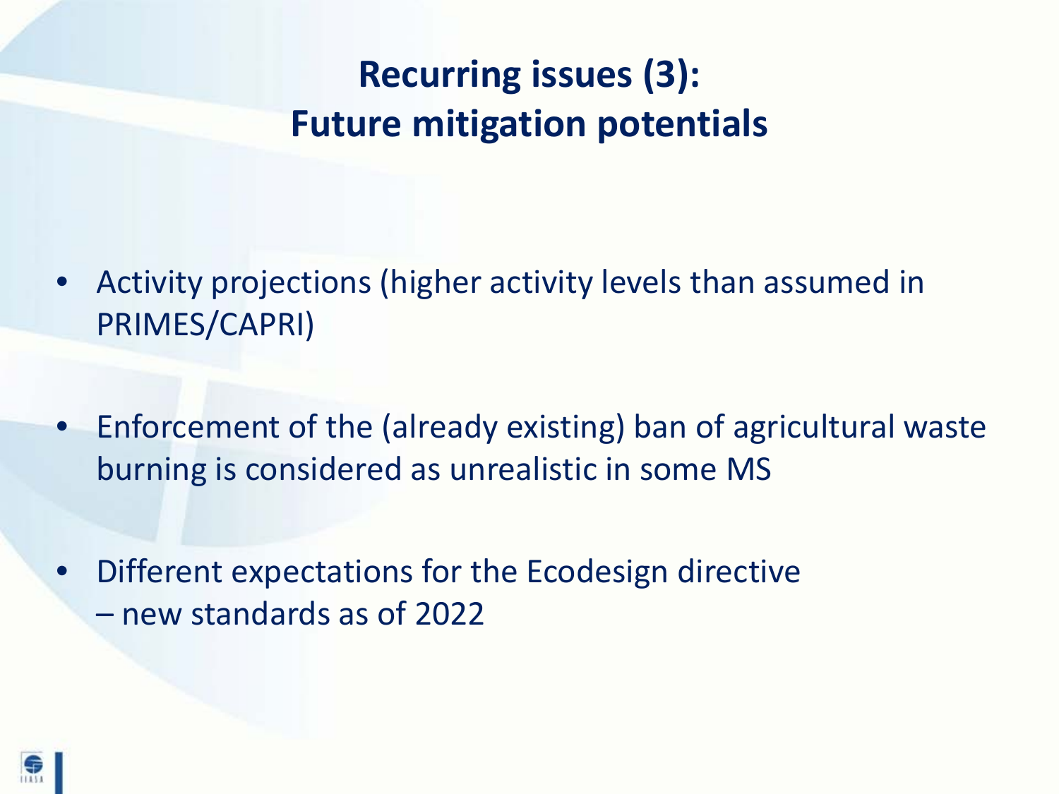# Recurring issues (3): Future mitigation potentials

- Activity projections (higher activity levels than assumed in PRIMES/CAPRI)
- Enforcement of the (already existing) ban of agricultural waste burning is considered as unrealistic in some MS
- Different expectations for the Ecodesign directive – new standards as of 2022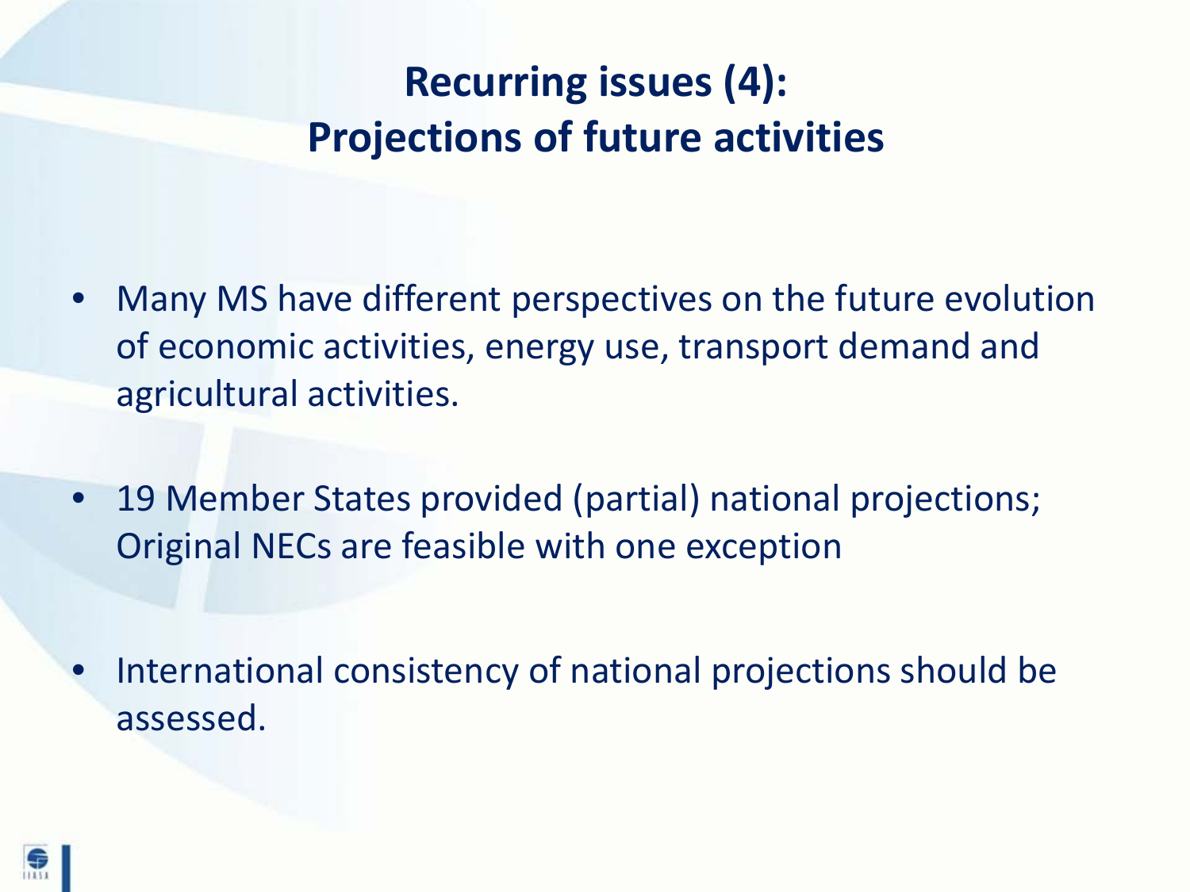# Recurring issues (4): Projections of future activities

- Many MS have different perspectives on the future evolution of economic activities, energy use, transport demand and agricultural activities.
- 19 Member States provided (partial) national projections; Original NECs are feasible with one exception
- International consistency of national projections should be assessed.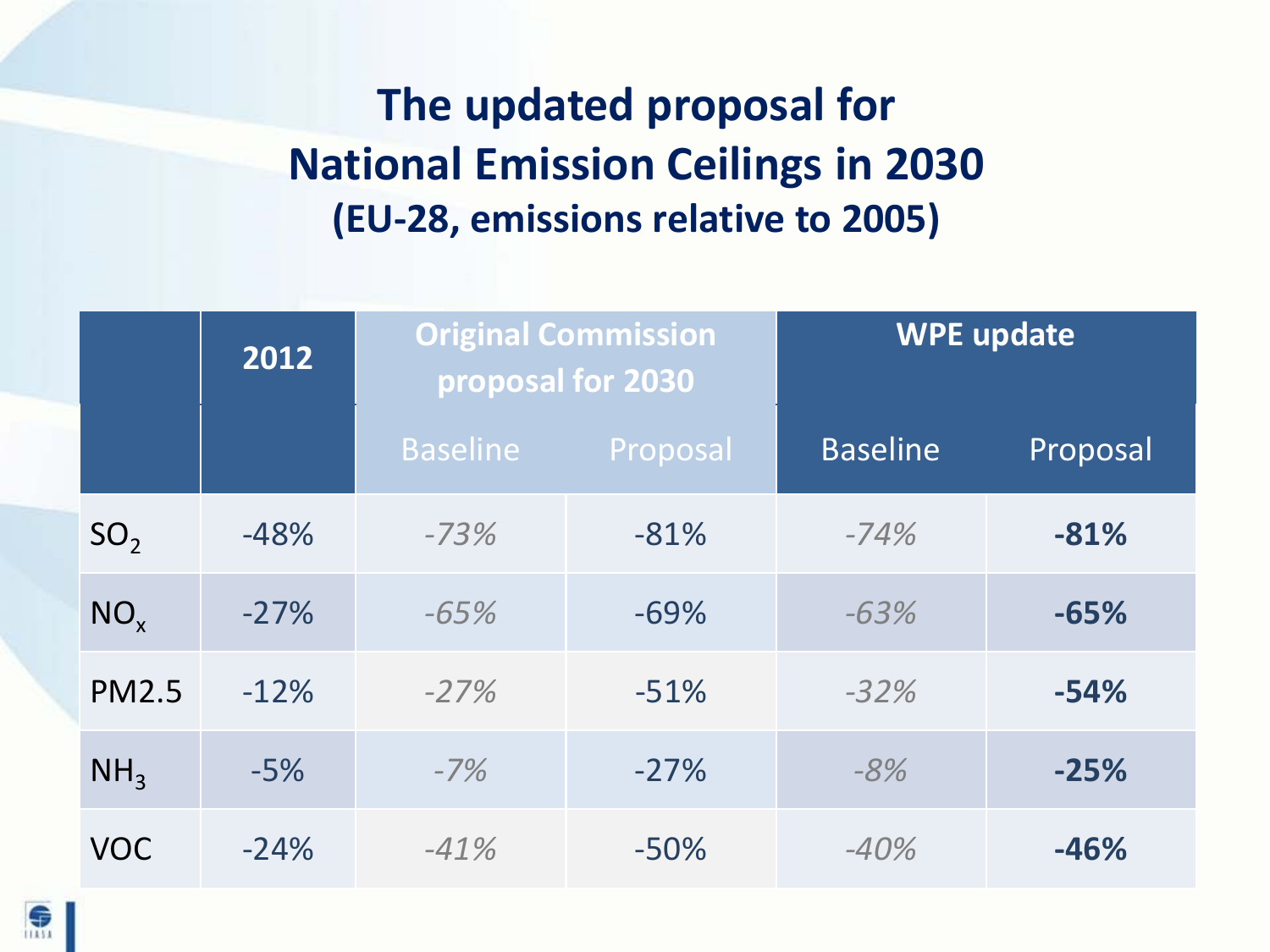# The updated proposal for National Emission Ceilings in 2030
## (EU-28, emissions relative to 2005)

| | 2012 | Original Commission proposal for 2030 | | WPE update | |
|---|---|---|---|---|---|
| | | Baseline | Proposal | Baseline | Proposal |
| $SO_2$ | -48% | *-73%* | -81% | *-74%* | **-81%** |
| $NO_x$ | -27% | *-65%* | -69% | *-63%* | **-65%** |
| PM2.5 | -12% | *-27%* | -51% | *-32%* | **-54%** |
| $NH_3$ | -5% | *-7%* | -27% | *-8%* | **-25%** |
| VOC | -24% | *-41%* | -50% | *-40%* | **-46%** |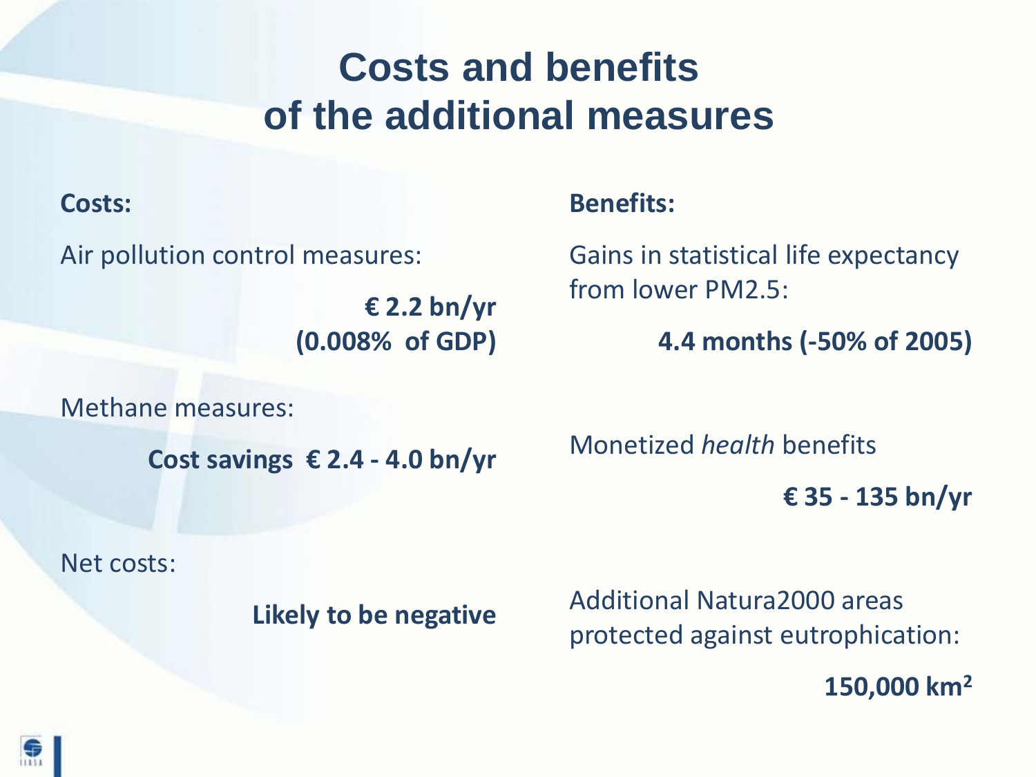# Costs and benefits of the additional measures

**Costs:**

Air pollution control measures:

**€ 2.2 bn/yr (0.008% of GDP)**

Methane measures:

**Cost savings € 2.4 - 4.0 bn/yr**

Net costs:

**Likely to be negative**

**Benefits:**

Gains in statistical life expectancy from lower PM2.5:

**4.4 months (-50% of 2005)**

Monetized *health* benefits

**€ 35 - 135 bn/yr**

Additional Natura2000 areas protected against eutrophication:

**150,000 km$^2$**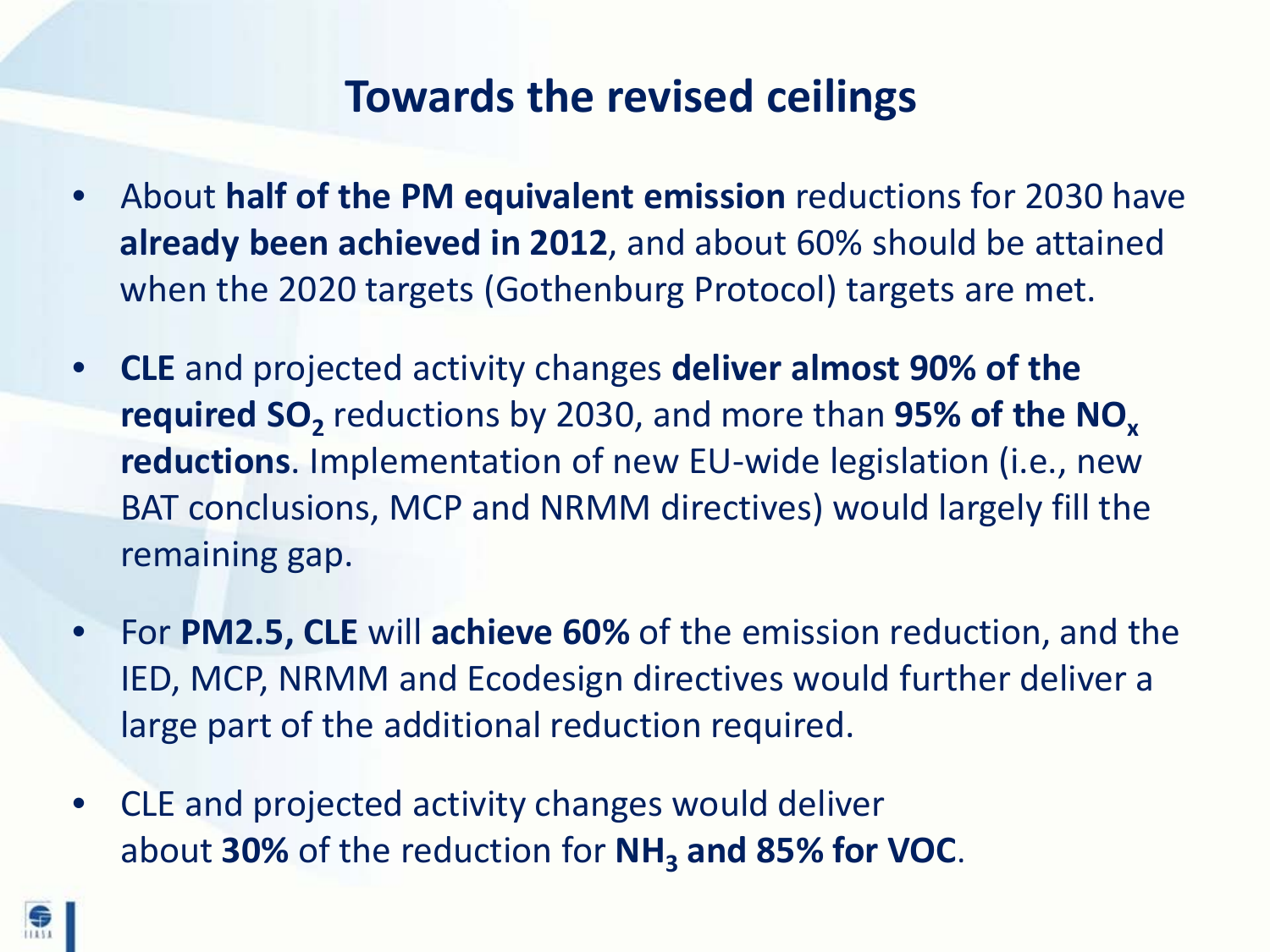# Towards the revised ceilings

- About **half of the PM equivalent emission** reductions for 2030 have **already been achieved in 2012**, and about 60% should be attained when the 2020 targets (Gothenburg Protocol) targets are met.
- **CLE** and projected activity changes **deliver almost 90% of the required $SO_2$** reductions by 2030, and more than **95% of the $NO_x$ reductions**. Implementation of new EU-wide legislation (i.e., new BAT conclusions, MCP and NRMM directives) would largely fill the remaining gap.
- For **PM2.5, CLE** will **achieve 60%** of the emission reduction, and the IED, MCP, NRMM and Ecodesign directives would further deliver a large part of the additional reduction required.
- CLE and projected activity changes would deliver about **30%** of the reduction for **$NH_3$ and 85% for VOC**.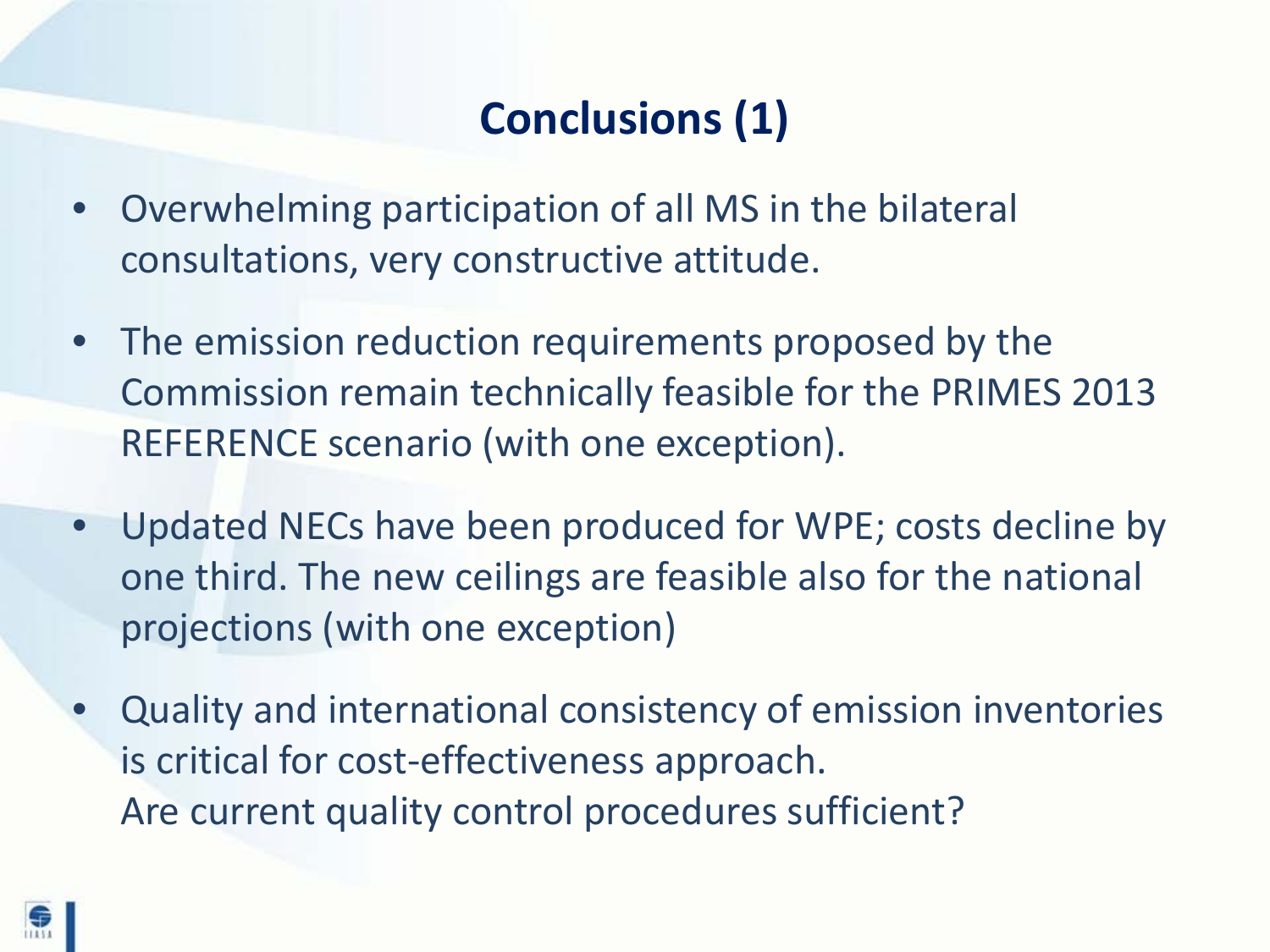# Conclusions (1)

- Overwhelming participation of all MS in the bilateral consultations, very constructive attitude.
- The emission reduction requirements proposed by the Commission remain technically feasible for the PRIMES 2013 REFERENCE scenario (with one exception).
- Updated NECs have been produced for WPE; costs decline by one third. The new ceilings are feasible also for the national projections (with one exception)
- Quality and international consistency of emission inventories is critical for cost-effectiveness approach.
  Are current quality control procedures sufficient?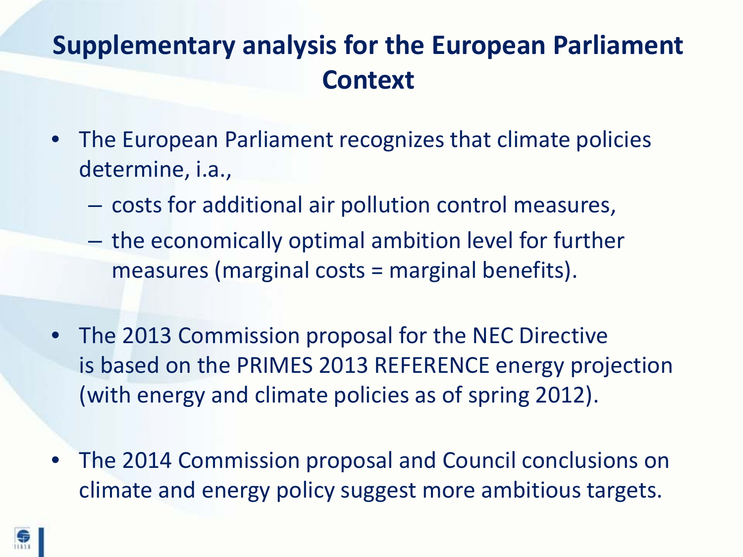## Supplementary analysis for the European Parliament Context

- The European Parliament recognizes that climate policies determine, i.a.,
  - costs for additional air pollution control measures,
  - the economically optimal ambition level for further measures (marginal costs = marginal benefits).

- The 2013 Commission proposal for the NEC Directive is based on the PRIMES 2013 REFERENCE energy projection (with energy and climate policies as of spring 2012).

- The 2014 Commission proposal and Council conclusions on climate and energy policy suggest more ambitious targets.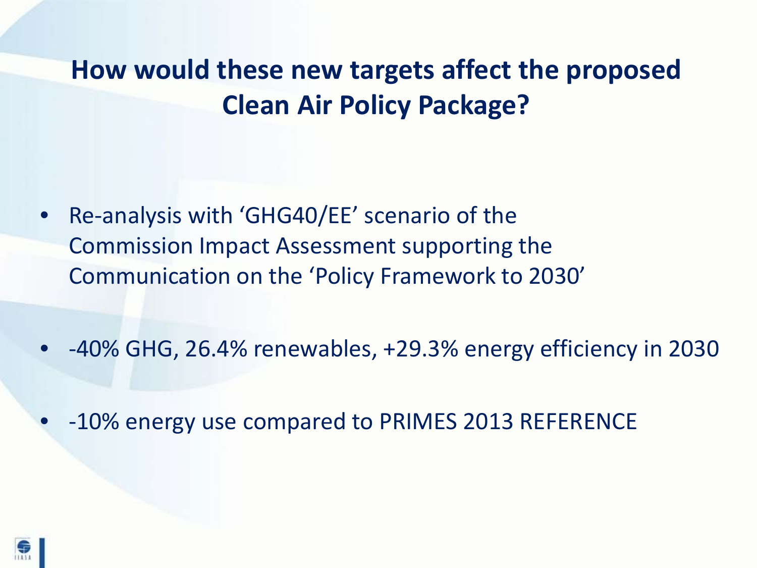# How would these new targets affect the proposed Clean Air Policy Package?

- Re-analysis with 'GHG40/EE' scenario of the Commission Impact Assessment supporting the Communication on the 'Policy Framework to 2030'
- -40% GHG, 26.4% renewables, +29.3% energy efficiency in 2030
- -10% energy use compared to PRIMES 2013 REFERENCE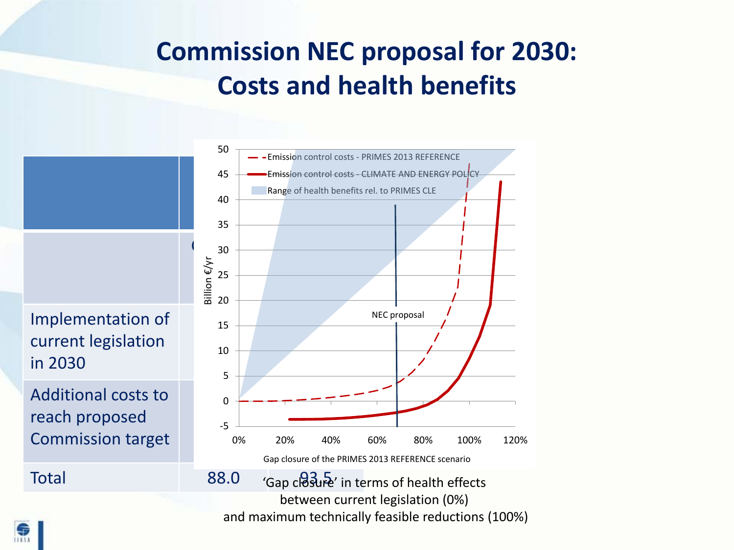# Commission NEC proposal for 2030: Costs and health benefits

| | | |
|---|---|---|
| | | |
| Implementation of current legislation in 2030 | | |
| Additional costs to reach proposed Commission target | | |
| Total | 88.0 | 93.5 |

- - Emission control costs - PRIMES 2013 REFERENCE
— Emission control costs - CLIMATE AND ENERGY POLICY
Range of health benefits rel. to PRIMES CLE

Billion €/yr

NEC proposal

Gap closure of the PRIMES 2013 REFERENCE scenario

'Gap closure' in terms of health effects between current legislation (0%) and maximum technically feasible reductions (100%)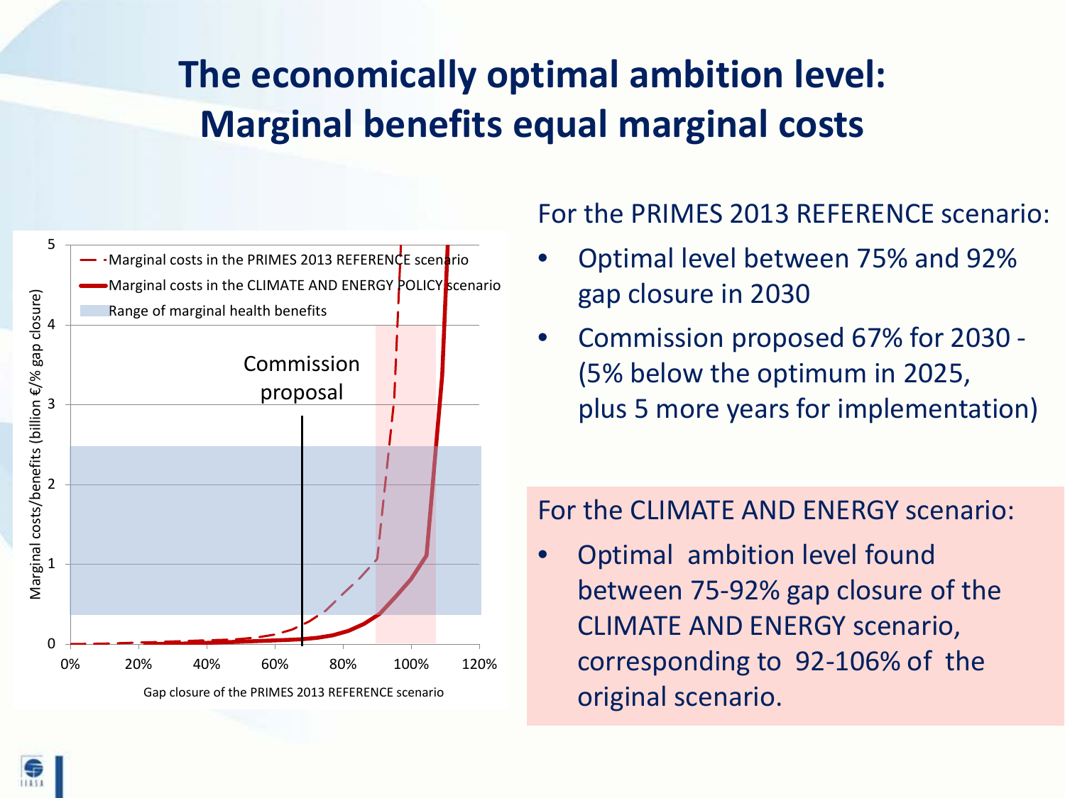# The economically optimal ambition level: Marginal benefits equal marginal costs

For the PRIMES 2013 REFERENCE scenario:

- Optimal level between 75% and 92% gap closure in 2030
- Commission proposed 67% for 2030 - (5% below the optimum in 2025, plus 5 more years for implementation)

For the CLIMATE AND ENERGY scenario:

- Optimal ambition level found between 75-92% gap closure of the CLIMATE AND ENERGY scenario, corresponding to 92-106% of the original scenario.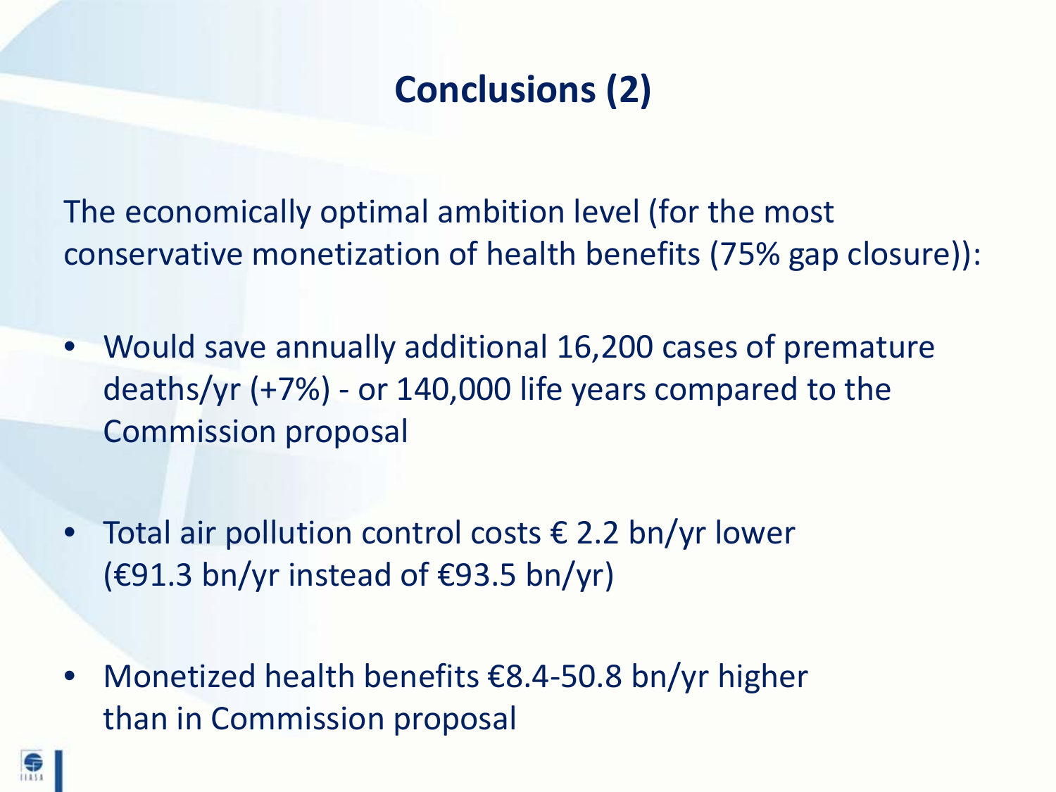# Conclusions (2)

The economically optimal ambition level (for the most conservative monetization of health benefits (75% gap closure)):

- Would save annually additional 16,200 cases of premature deaths/yr (+7%) - or 140,000 life years compared to the Commission proposal
- Total air pollution control costs € 2.2 bn/yr lower (€91.3 bn/yr instead of €93.5 bn/yr)
- Monetized health benefits €8.4-50.8 bn/yr higher than in Commission proposal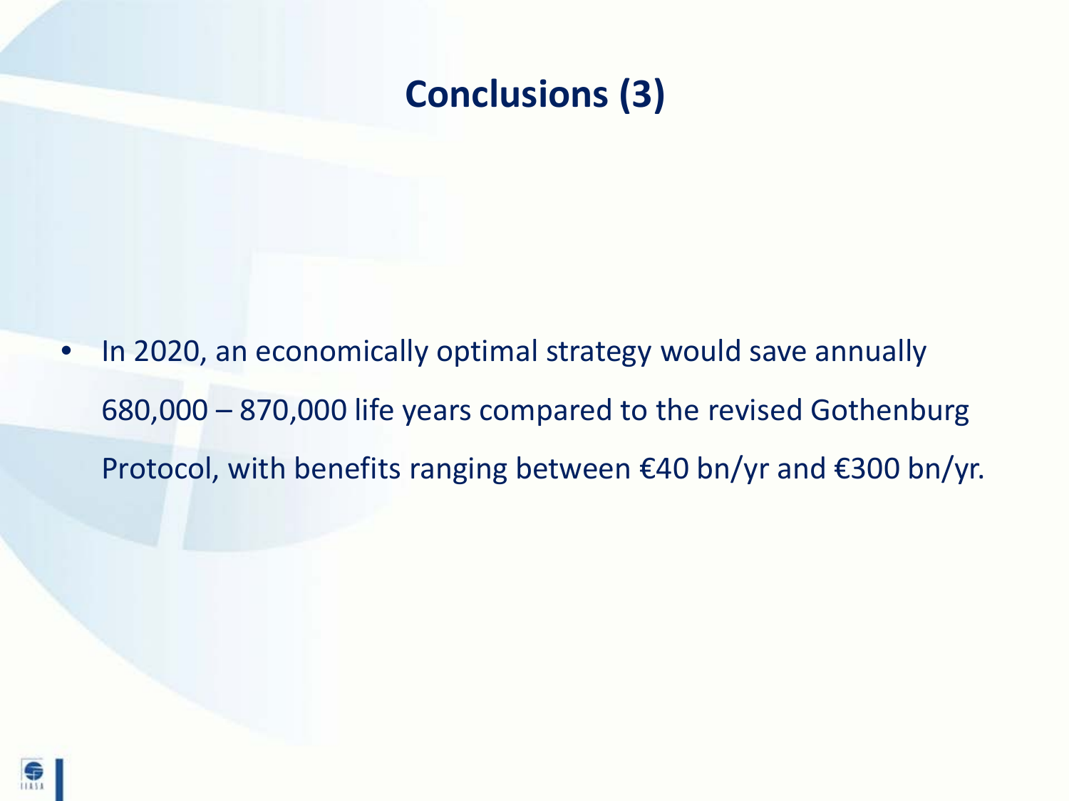# Conclusions (3)

- In 2020, an economically optimal strategy would save annually 680,000 – 870,000 life years compared to the revised Gothenburg Protocol, with benefits ranging between €40 bn/yr and €300 bn/yr.